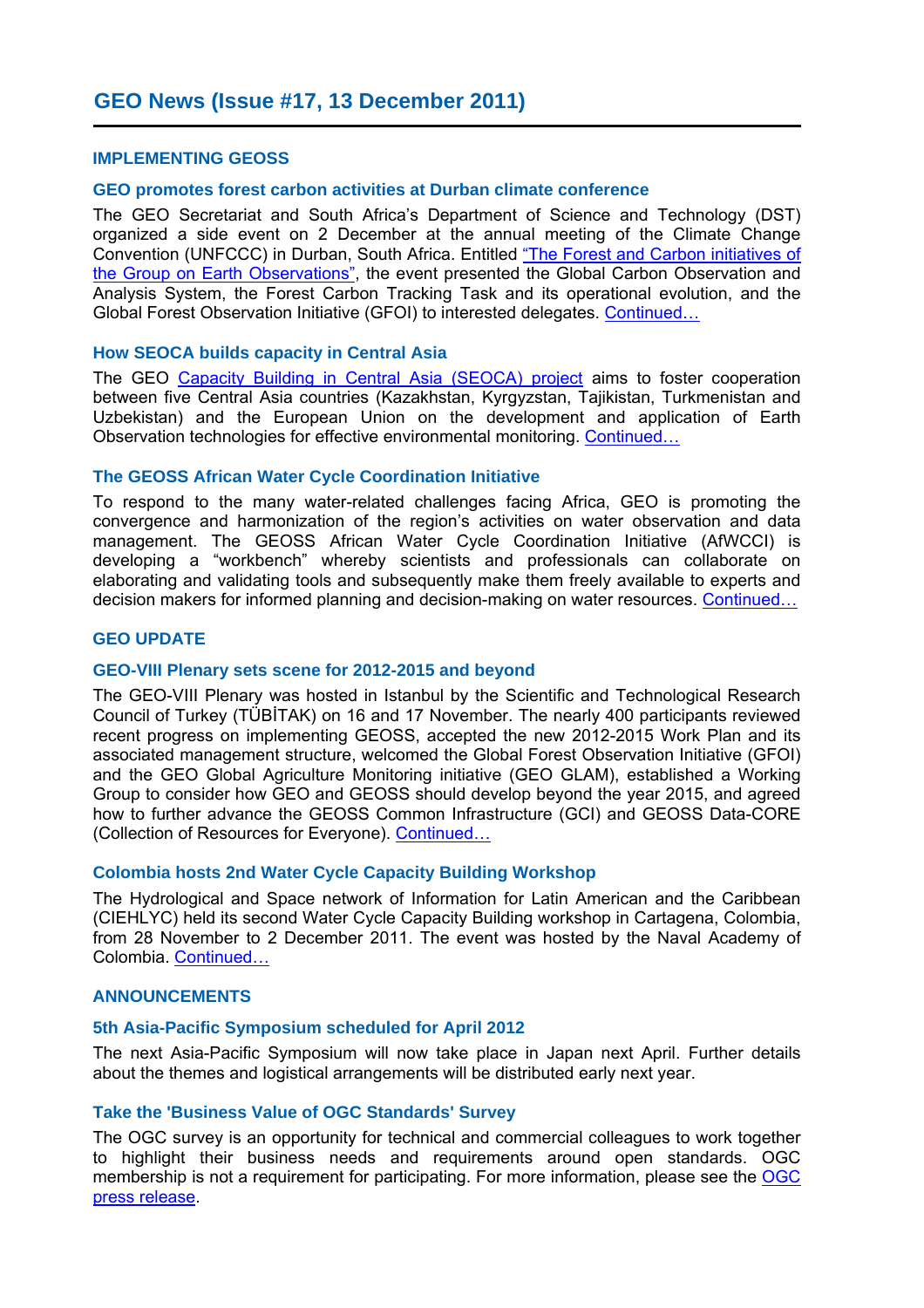# GEO News (Issue #17, 13 December 2011)

## IMPLEMENTING GEOSS

### GEO promotes forest carbon activities at Durban climate conference

The GEO Secretariat and South Africa's Department of Science and Technology (DST) organized a side event on 2 December at the annual meeting of the Climate Change Convention (UNFCCC) in Durban, South Africa. Entitled "The Forest and Carbon initiatives of the Group on Earth Observations", the event presented the Global Carbon Observation and Analysis System, the Forest Carbon Tracking Task and its operational evolution, and the Global Forest Observation Initiative (GFOI) to interested delegates. Continued…

### How SEOCA builds capacity in Central Asia

The GEO Capacity Building in Central Asia (SEOCA) project aims to foster cooperation between five Central Asia countries (Kazakhstan, Kyrgyzstan, Tajikistan, Turkmenistan and Uzbekistan) and the European Union on the development and application of Earth Observation technologies for effective environmental monitoring. Continued…

### The GEOSS African Water Cycle Coordination Initiative

To respond to the many water-related challenges facing Africa, GEO is promoting the convergence and harmonization of the region's activities on water observation and data management. The GEOSS African Water Cycle Coordination Initiative (AfWCCI) is developing a "workbench" whereby scientists and professionals can collaborate on elaborating and validating tools and subsequently make them freely available to experts and decision makers for informed planning and decision-making on water resources. Continued…

## GEO UPDATE

### GEO-VIII Plenary sets scene for 2012-2015 and beyond

The GEO-VIII Plenary was hosted in Istanbul by the Scientific and Technological Research Council of Turkey (TÜBİTAK) on 16 and 17 November. The nearly 400 participants reviewed recent progress on implementing GEOSS, accepted the new 2012-2015 Work Plan and its associated management structure, welcomed the Global Forest Observation Initiative (GFOI) and the GEO Global Agriculture Monitoring initiative (GEO GLAM), established a Working Group to consider how GEO and GEOSS should develop beyond the year 2015, and agreed how to further advance the GEOSS Common Infrastructure (GCI) and GEOSS Data-CORE (Collection of Resources for Everyone). Continued…

### Colombia hosts 2nd Water Cycle Capacity Building Workshop

The Hydrological and Space network of Information for Latin American and the Caribbean (CIEHLYC) held its second Water Cycle Capacity Building workshop in Cartagena, Colombia, from 28 November to 2 December 2011. The event was hosted by the Naval Academy of Colombia. Continued…

## ANNOUNCEMENTS

### 5th Asia-Pacific Symposium scheduled for April 2012

The next Asia-Pacific Symposium will now take place in Japan next April. Further details about the themes and logistical arrangements will be distributed early next year.

### Take the 'Business Value of OGC Standards' Survey

The OGC survey is an opportunity for technical and commercial colleagues to work together to highlight their business needs and requirements around open standards. OGC membership is not a requirement for participating. For more information, please see the OGC press release.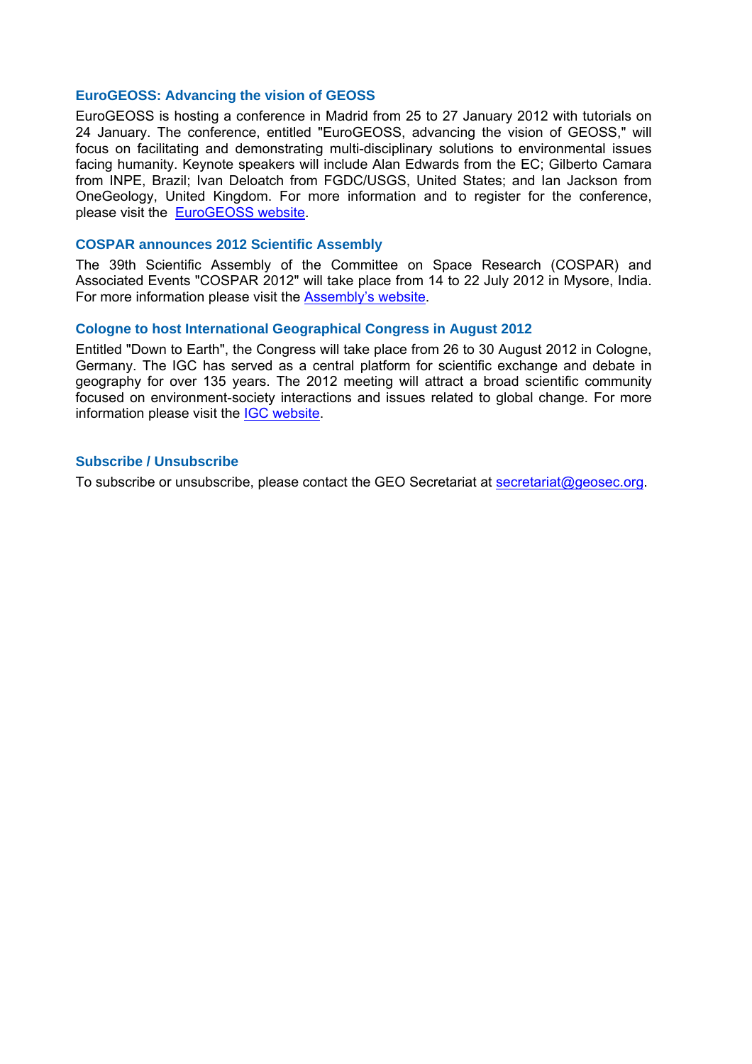### EuroGEOSS: Advancing the vision of GEOSS

EuroGEOSS is hosting a conference in Madrid from 25 to 27 January 2012 with tutorials on 24 January. The conference, entitled "EuroGEOSS, advancing the vision of GEOSS," will focus on facilitating and demonstrating multi-disciplinary solutions to environmental issues facing humanity. Keynote speakers will include Alan Edwards from the EC; Gilberto Camara from INPE, Brazil; Ivan Deloatch from FGDC/USGS, United States; and Ian Jackson from OneGeology, United Kingdom. For more information and to register for the conference, please visit the EuroGEOSS website.

### COSPAR announces 2012 Scientific Assembly

The 39th Scientific Assembly of the Committee on Space Research (COSPAR) and Associated Events "COSPAR 2012" will take place from 14 to 22 July 2012 in Mysore, India. For more information please visit the Assembly's website.

### Cologne to host International Geographical Congress in August 2012

Entitled "Down to Earth", the Congress will take place from 26 to 30 August 2012 in Cologne, Germany. The IGC has served as a central platform for scientific exchange and debate in geography for over 135 years. The 2012 meeting will attract a broad scientific community focused on environment-society interactions and issues related to global change. For more information please visit the IGC website.

### Subscribe / Unsubscribe

To subscribe or unsubscribe, please contact the GEO Secretariat at secretariat@geosec.org.